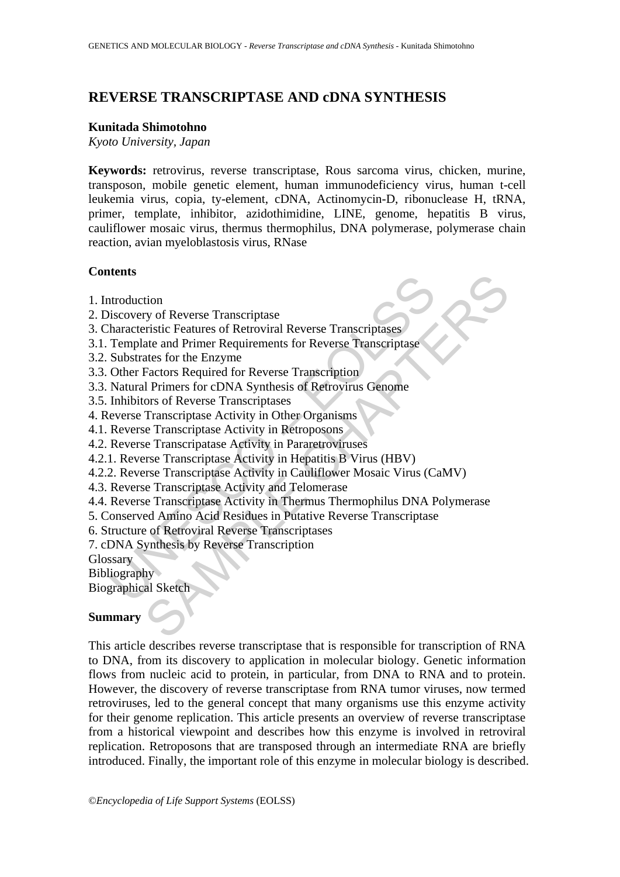# REVERSE TRANSCRIPTASE AND cDNA SYNTHESIS

**Kunitada Shimotohno**

*Kyoto University, Japan*

**Keywords:** retrovirus, reverse transcriptase, Rous sarcoma virus, chicken, murine, transposon, mobile genetic element, human immunodeficiency virus, human t-cell leukemia virus, copia, ty-element, cDNA, Actinomycin-D, ribonuclease H, tRNA, primer, template, inhibitor, azidothimidine, LINE, genome, hepatitis B virus, cauliflower mosaic virus, thermus thermophilus, DNA polymerase, polymerase chain reaction, avian myeloblastosis virus, RNase

**Contents**

1. Introduction
2. Discovery of Reverse Transcriptase
3. Characteristic Features of Retroviral Reverse Transcriptases
3.1. Template and Primer Requirements for Reverse Transcriptase
3.2. Substrates for the Enzyme
3.3. Other Factors Required for Reverse Transcription
3.3. Natural Primers for cDNA Synthesis of Retrovirus Genome
3.5. Inhibitors of Reverse Transcriptases
4. Reverse Transcriptase Activity in Other Organisms
4.1. Reverse Transcriptase Activity in Retroposons
4.2. Reverse Transcripatase Activity in Pararetroviruses
4.2.1. Reverse Transcriptase Activity in Hepatitis B Virus (HBV)
4.2.2. Reverse Transcriptase Activity in Cauliflower Mosaic Virus (CaMV)
4.3. Reverse Transcriptase Activity and Telomerase
4.4. Reverse Transcriptase Activity in Thermus Thermophilus DNA Polymerase
5. Conserved Amino Acid Residues in Putative Reverse Transcriptase
6. Structure of Retroviral Reverse Transcriptases
7. cDNA Synthesis by Reverse Transcription

Glossary

Bibliography

Biographical Sketch

**Summary**

This article describes reverse transcriptase that is responsible for transcription of RNA to DNA, from its discovery to application in molecular biology. Genetic information flows from nucleic acid to protein, in particular, from DNA to RNA and to protein. However, the discovery of reverse transcriptase from RNA tumor viruses, now termed retroviruses, led to the general concept that many organisms use this enzyme activity for their genome replication. This article presents an overview of reverse transcriptase from a historical viewpoint and describes how this enzyme is involved in retroviral replication. Retroposons that are transposed through an intermediate RNA are briefly introduced. Finally, the important role of this enzyme in molecular biology is described.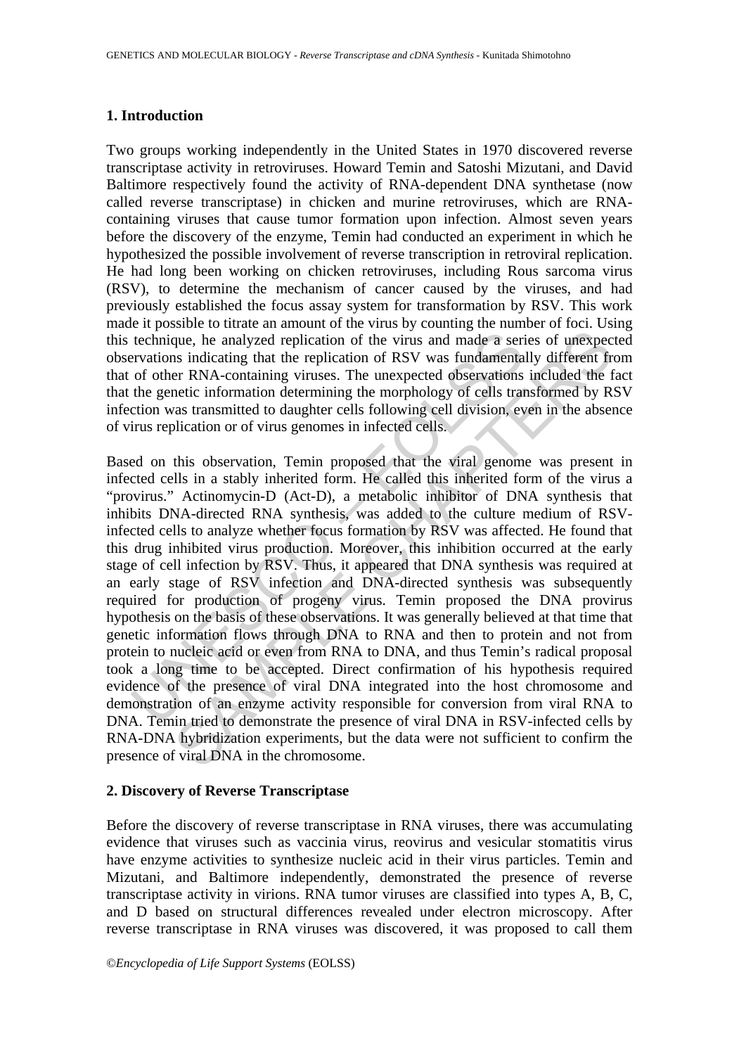## 1. Introduction

Two groups working independently in the United States in 1970 discovered reverse transcriptase activity in retroviruses. Howard Temin and Satoshi Mizutani, and David Baltimore respectively found the activity of RNA-dependent DNA synthetase (now called reverse transcriptase) in chicken and murine retroviruses, which are RNA-containing viruses that cause tumor formation upon infection. Almost seven years before the discovery of the enzyme, Temin had conducted an experiment in which he hypothesized the possible involvement of reverse transcription in retroviral replication. He had long been working on chicken retroviruses, including Rous sarcoma virus (RSV), to determine the mechanism of cancer caused by the viruses, and had previously established the focus assay system for transformation by RSV. This work made it possible to titrate an amount of the virus by counting the number of foci. Using this technique, he analyzed replication of the virus and made a series of unexpected observations indicating that the replication of RSV was fundamentally different from that of other RNA-containing viruses. The unexpected observations included the fact that the genetic information determining the morphology of cells transformed by RSV infection was transmitted to daughter cells following cell division, even in the absence of virus replication or of virus genomes in infected cells.

Based on this observation, Temin proposed that the viral genome was present in infected cells in a stably inherited form. He called this inherited form of the virus a "provirus." Actinomycin-D (Act-D), a metabolic inhibitor of DNA synthesis that inhibits DNA-directed RNA synthesis, was added to the culture medium of RSV-infected cells to analyze whether focus formation by RSV was affected. He found that this drug inhibited virus production. Moreover, this inhibition occurred at the early stage of cell infection by RSV. Thus, it appeared that DNA synthesis was required at an early stage of RSV infection and DNA-directed synthesis was subsequently required for production of progeny virus. Temin proposed the DNA provirus hypothesis on the basis of these observations. It was generally believed at that time that genetic information flows through DNA to RNA and then to protein and not from protein to nucleic acid or even from RNA to DNA, and thus Temin's radical proposal took a long time to be accepted. Direct confirmation of his hypothesis required evidence of the presence of viral DNA integrated into the host chromosome and demonstration of an enzyme activity responsible for conversion from viral RNA to DNA. Temin tried to demonstrate the presence of viral DNA in RSV-infected cells by RNA-DNA hybridization experiments, but the data were not sufficient to confirm the presence of viral DNA in the chromosome.

## 2. Discovery of Reverse Transcriptase

Before the discovery of reverse transcriptase in RNA viruses, there was accumulating evidence that viruses such as vaccinia virus, reovirus and vesicular stomatitis virus have enzyme activities to synthesize nucleic acid in their virus particles. Temin and Mizutani, and Baltimore independently, demonstrated the presence of reverse transcriptase activity in virions. RNA tumor viruses are classified into types A, B, C, and D based on structural differences revealed under electron microscopy. After reverse transcriptase in RNA viruses was discovered, it was proposed to call them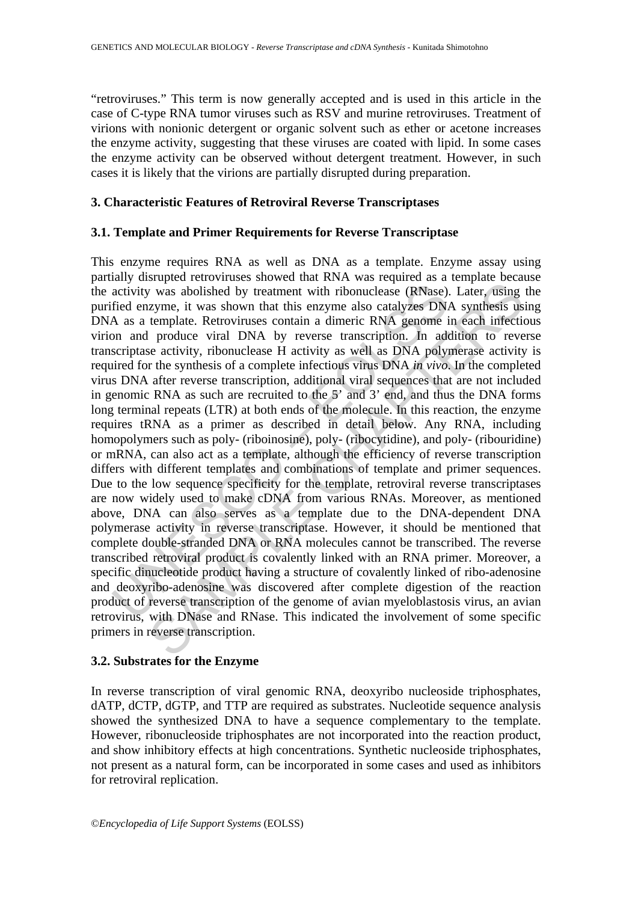"retroviruses." This term is now generally accepted and is used in this article in the case of C-type RNA tumor viruses such as RSV and murine retroviruses. Treatment of virions with nonionic detergent or organic solvent such as ether or acetone increases the enzyme activity, suggesting that these viruses are coated with lipid. In some cases the enzyme activity can be observed without detergent treatment. However, in such cases it is likely that the virions are partially disrupted during preparation.

## 3. Characteristic Features of Retroviral Reverse Transcriptases

### 3.1. Template and Primer Requirements for Reverse Transcriptase

This enzyme requires RNA as well as DNA as a template. Enzyme assay using partially disrupted retroviruses showed that RNA was required as a template because the activity was abolished by treatment with ribonuclease (RNase). Later, using the purified enzyme, it was shown that this enzyme also catalyzes DNA synthesis using DNA as a template. Retroviruses contain a dimeric RNA genome in each infectious virion and produce viral DNA by reverse transcription. In addition to reverse transcriptase activity, ribonuclease H activity as well as DNA polymerase activity is required for the synthesis of a complete infectious virus DNA *in vivo*. In the completed virus DNA after reverse transcription, additional viral sequences that are not included in genomic RNA as such are recruited to the 5' and 3' end, and thus the DNA forms long terminal repeats (LTR) at both ends of the molecule. In this reaction, the enzyme requires tRNA as a primer as described in detail below. Any RNA, including homopolymers such as poly- (riboinosine), poly- (ribocytidine), and poly- (ribouridine) or mRNA, can also act as a template, although the efficiency of reverse transcription differs with different templates and combinations of template and primer sequences. Due to the low sequence specificity for the template, retroviral reverse transcriptases are now widely used to make cDNA from various RNAs. Moreover, as mentioned above, DNA can also serves as a template due to the DNA-dependent DNA polymerase activity in reverse transcriptase. However, it should be mentioned that complete double-stranded DNA or RNA molecules cannot be transcribed. The reverse transcribed retroviral product is covalently linked with an RNA primer. Moreover, a specific dinucleotide product having a structure of covalently linked of ribo-adenosine and deoxyribo-adenosine was discovered after complete digestion of the reaction product of reverse transcription of the genome of avian myeloblastosis virus, an avian retrovirus, with DNase and RNase. This indicated the involvement of some specific primers in reverse transcription.

### 3.2. Substrates for the Enzyme

In reverse transcription of viral genomic RNA, deoxyribo nucleoside triphosphates, dATP, dCTP, dGTP, and TTP are required as substrates. Nucleotide sequence analysis showed the synthesized DNA to have a sequence complementary to the template. However, ribonucleoside triphosphates are not incorporated into the reaction product, and show inhibitory effects at high concentrations. Synthetic nucleoside triphosphates, not present as a natural form, can be incorporated in some cases and used as inhibitors for retroviral replication.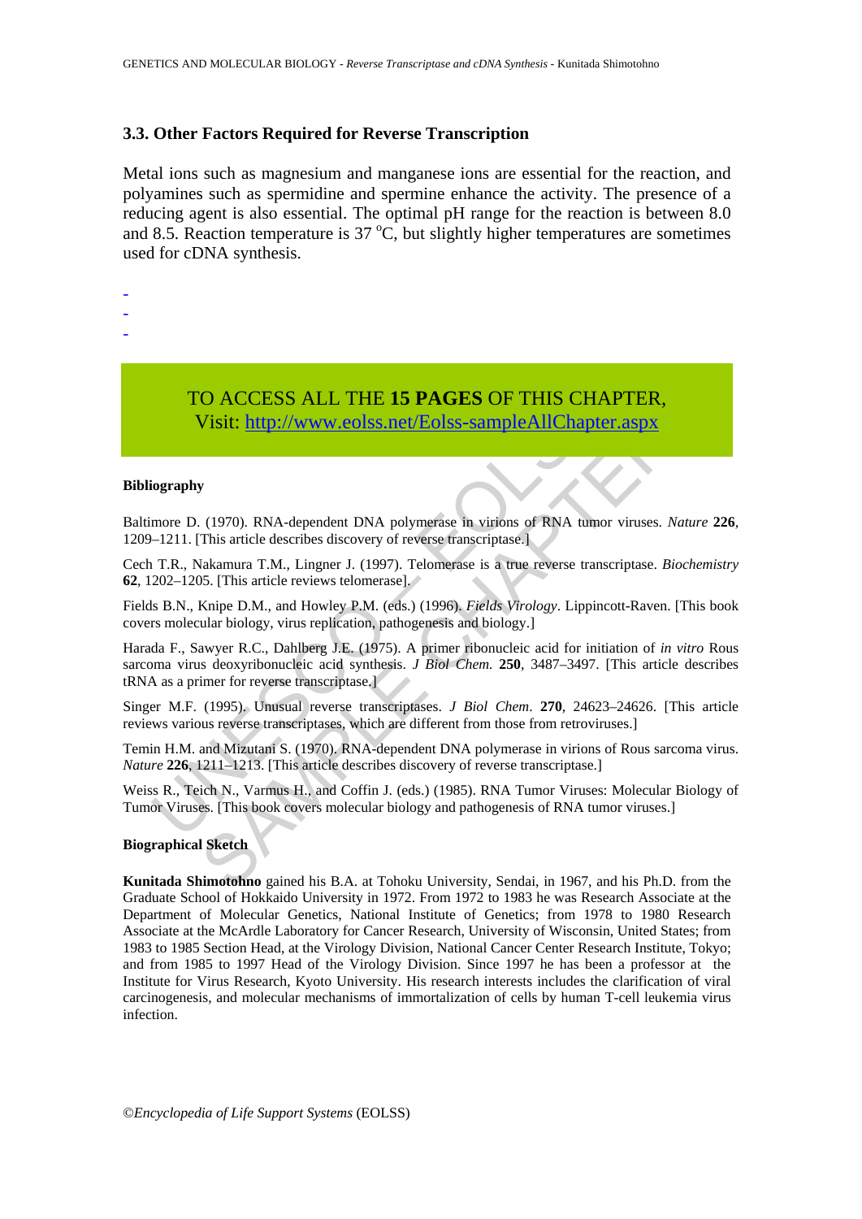### 3.3. Other Factors Required for Reverse Transcription

Metal ions such as magnesium and manganese ions are essential for the reaction, and polyamines such as spermidine and spermine enhance the activity. The presence of a reducing agent is also essential. The optimal pH range for the reaction is between 8.0 and 8.5. Reaction temperature is 37 °C, but slightly higher temperatures are sometimes used for cDNA synthesis.

-
-
-

TO ACCESS ALL THE **15 PAGES** OF THIS CHAPTER,
Visit: http://www.eolss.net/Eolss-sampleAllChapter.aspx

#### Bibliography

Baltimore D. (1970). RNA-dependent DNA polymerase in virions of RNA tumor viruses. *Nature* **226**, 1209–1211. [This article describes discovery of reverse transcriptase.]

Cech T.R., Nakamura T.M., Lingner J. (1997). Telomerase is a true reverse transcriptase. *Biochemistry* **62**, 1202–1205. [This article reviews telomerase].

Fields B.N., Knipe D.M., and Howley P.M. (eds.) (1996). *Fields Virology*. Lippincott-Raven. [This book covers molecular biology, virus replication, pathogenesis and biology.]

Harada F., Sawyer R.C., Dahlberg J.E. (1975). A primer ribonucleic acid for initiation of *in vitro* Rous sarcoma virus deoxyribonucleic acid synthesis. *J Biol Chem.* **250**, 3487–3497. [This article describes tRNA as a primer for reverse transcriptase.]

Singer M.F. (1995). Unusual reverse transcriptases. *J Biol Chem*. **270**, 24623–24626. [This article reviews various reverse transcriptases, which are different from those from retroviruses.]

Temin H.M. and Mizutani S. (1970). RNA-dependent DNA polymerase in virions of Rous sarcoma virus. *Nature* **226**, 1211–1213. [This article describes discovery of reverse transcriptase.]

Weiss R., Teich N., Varmus H., and Coffin J. (eds.) (1985). RNA Tumor Viruses: Molecular Biology of Tumor Viruses. [This book covers molecular biology and pathogenesis of RNA tumor viruses.]

#### Biographical Sketch

**Kunitada Shimotohno** gained his B.A. at Tohoku University, Sendai, in 1967, and his Ph.D. from the Graduate School of Hokkaido University in 1972. From 1972 to 1983 he was Research Associate at the Department of Molecular Genetics, National Institute of Genetics; from 1978 to 1980 Research Associate at the McArdle Laboratory for Cancer Research, University of Wisconsin, United States; from 1983 to 1985 Section Head, at the Virology Division, National Cancer Center Research Institute, Tokyo; and from 1985 to 1997 Head of the Virology Division. Since 1997 he has been a professor at the Institute for Virus Research, Kyoto University. His research interests includes the clarification of viral carcinogenesis, and molecular mechanisms of immortalization of cells by human T-cell leukemia virus infection.